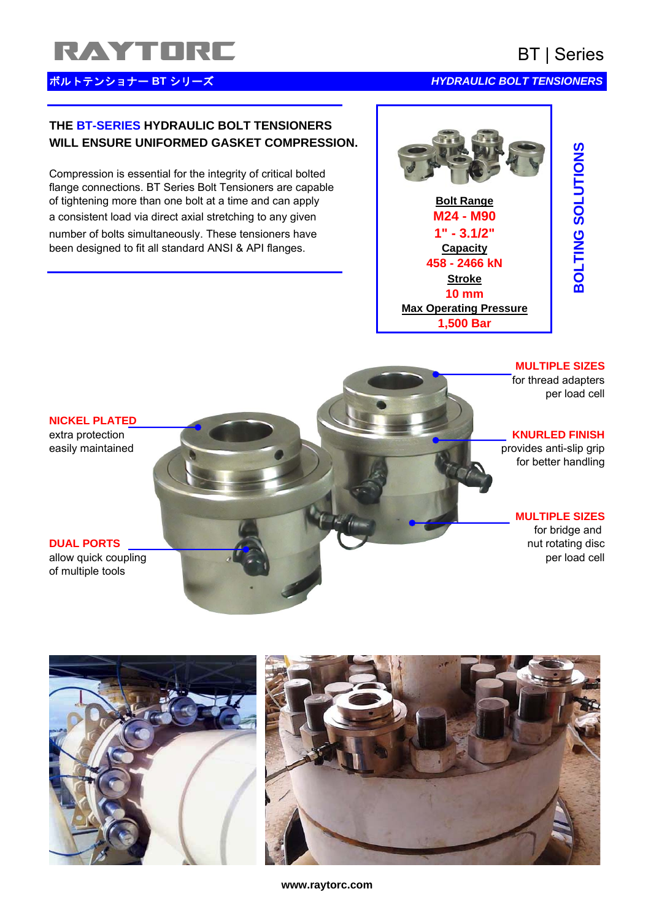# RAYTORC

## BT | Series

ボルトテンショナー BT シリーズ

*HYDRAULIC BOLT TENSIONERS*

### THE BT-SERIES HYDRAULIC BOLT TENSIONERS WILL ENSURE UNIFORMED GASKET COMPRESSION.

Compression is essential for the integrity of critical bolted flange connections. BT Series Bolt Tensioners are capable of tightening more than one bolt at a time and can apply a consistent load via direct axial stretching to any given number of bolts simultaneously. These tensioners have been designed to fit all standard ANSI & API flanges.

**Bolt Range**
M24 - M90
1" - 3.1/2"

**Capacity**
458 - 2466 kN

**Stroke**
10 mm

**Max Operating Pressure**
1,500 Bar

**BOLTING SOLUTIONS**

**NICKEL PLATED**
extra protection
easily maintained

**DUAL PORTS**
allow quick coupling
of multiple tools

**MULTIPLE SIZES**
for thread adapters
per load cell

**KNURLED FINISH**
provides anti-slip grip
for better handling

**MULTIPLE SIZES**
for bridge and
nut rotating disc
per load cell

www.raytorc.com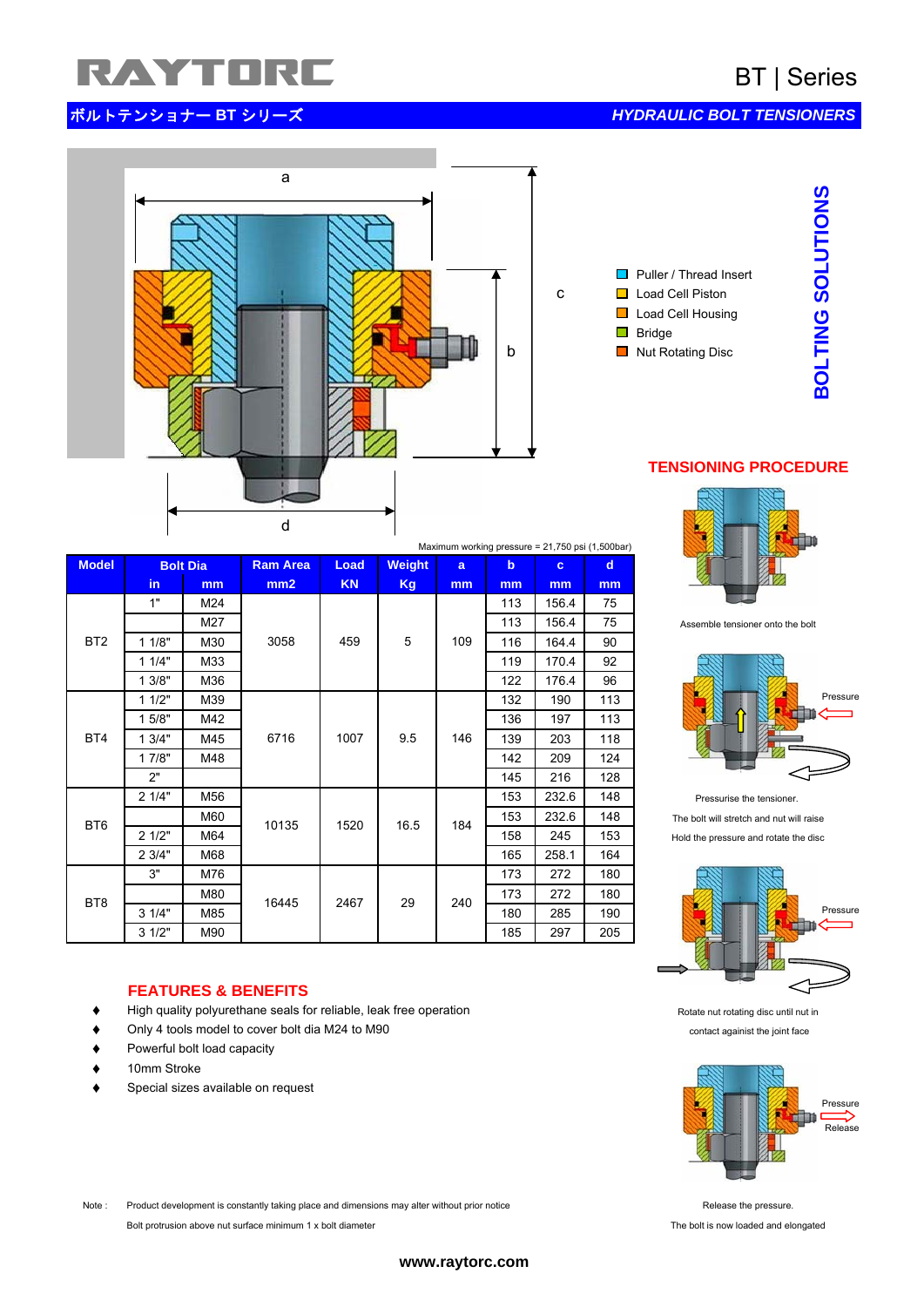# BT | Series

ボルトテンショナー BT シリーズ

*HYDRAULIC BOLT TENSIONERS*

a

b

c

d

- Puller / Thread Insert
- Load Cell Piston
- Load Cell Housing
- Bridge
- Nut Rotating Disc

BOLTING SOLUTIONS

Maximum working pressure = 21,750 psi (1,500bar)

| Model | Bolt Dia | | Ram Area | Load | Weight | a | b | c | d |
|---|---|---|---|---|---|---|---|---|---|
| | in | mm | mm2 | KN | Kg | mm | mm | mm | mm |
| BT2 | 1" | M24 | 3058 | 459 | 5 | 109 | 113 | 156.4 | 75 |
| | | M27 | | | | | 113 | 156.4 | 75 |
| | 1 1/8" | M30 | | | | | 116 | 164.4 | 90 |
| | 1 1/4" | M33 | | | | | 119 | 170.4 | 92 |
| | 1 3/8" | M36 | | | | | 122 | 176.4 | 96 |
| BT4 | 1 1/2" | M39 | 6716 | 1007 | 9.5 | 146 | 132 | 190 | 113 |
| | 1 5/8" | M42 | | | | | 136 | 197 | 113 |
| | 1 3/4" | M45 | | | | | 139 | 203 | 118 |
| | 1 7/8" | M48 | | | | | 142 | 209 | 124 |
| | 2" | | | | | | 145 | 216 | 128 |
| BT6 | 2 1/4" | M56 | 10135 | 1520 | 16.5 | 184 | 153 | 232.6 | 148 |
| | | M60 | | | | | 153 | 232.6 | 148 |
| | 2 1/2" | M64 | | | | | 158 | 245 | 153 |
| | 2 3/4" | M68 | | | | | 165 | 258.1 | 164 |
| BT8 | 3" | M76 | 16445 | 2467 | 29 | 240 | 173 | 272 | 180 |
| | | M80 | | | | | 173 | 272 | 180 |
| | 3 1/4" | M85 | | | | | 180 | 285 | 190 |
| | 3 1/2" | M90 | | | | | 185 | 297 | 205 |

## TENSIONING PROCEDURE

Assemble tensioner onto the bolt

Pressure

Pressurise the tensioner.

The bolt will stretch and nut will raise

Hold the pressure and rotate the disc

Pressure

Rotate nut rotating disc until nut in

contact againist the joint face

Pressure

Release

Release the pressure.

The bolt is now loaded and elongated

## FEATURES & BENEFITS

- High quality polyurethane seals for reliable, leak free operation
- Only 4 tools model to cover bolt dia M24 to M90
- Powerful bolt load capacity
- 10mm Stroke
- Special sizes available on request

Note : Product development is constantly taking place and dimensions may alter without prior notice

Bolt protrusion above nut surface minimum 1 x bolt diameter

www.raytorc.com